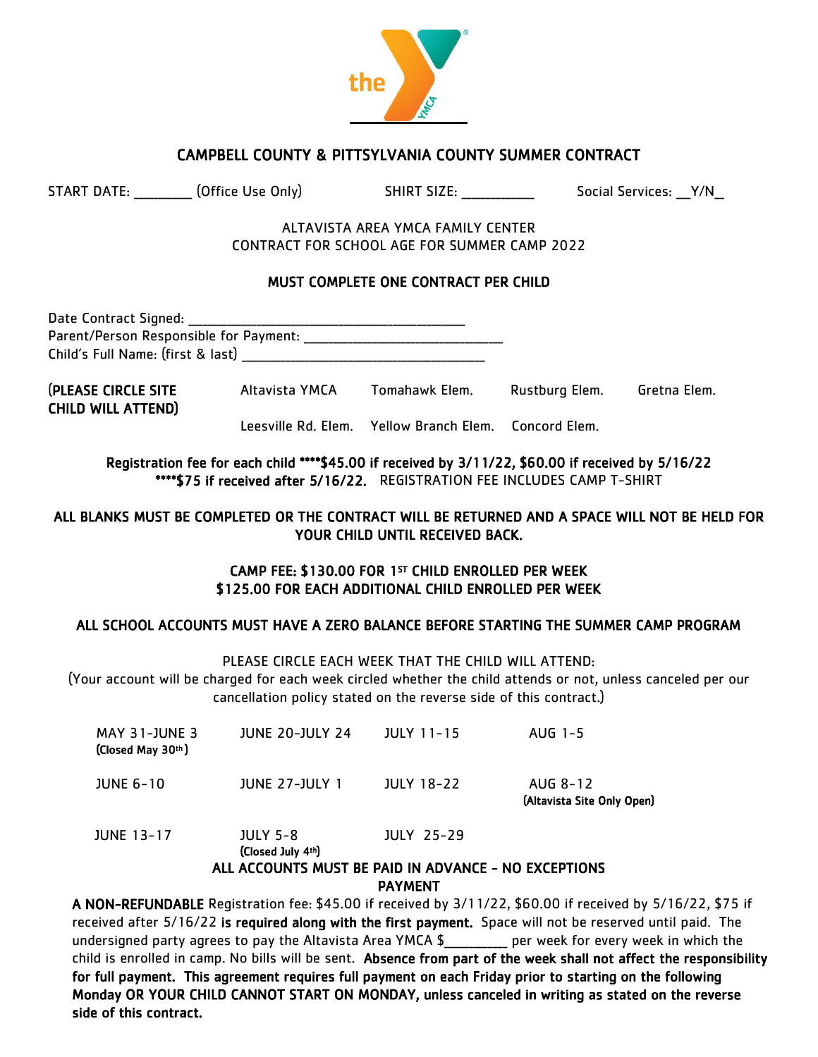## CAMPBELL COUNTY & PITTSYLVANIA COUNTY SUMMER CONTRACT

START DATE: ________ (Office Use Only) SHIRT SIZE: __________ Social Services: __Y/N__

ALTAVISTA AREA YMCA FAMILY CENTER
CONTRACT FOR SCHOOL AGE FOR SUMMER CAMP 2022

**MUST COMPLETE ONE CONTRACT PER CHILD**

Date Contract Signed: ________________________________________
Parent/Person Responsible for Payment: ____________________________
Child's Full Name: (first & last) __________________________________

**(PLEASE CIRCLE SITE CHILD WILL ATTEND)** Altavista YMCA Tomahawk Elem. Rustburg Elem. Gretna Elem. Leesville Rd. Elem. Yellow Branch Elem. Concord Elem.

**Registration fee for each child \*\*\*\*$45.00 if received by 3/11/22, $60.00 if received by 5/16/22 \*\*\*\*$75 if received after 5/16/22.** REGISTRATION FEE INCLUDES CAMP T-SHIRT

**ALL BLANKS MUST BE COMPLETED OR THE CONTRACT WILL BE RETURNED AND A SPACE WILL NOT BE HELD FOR YOUR CHILD UNTIL RECEIVED BACK.**

**CAMP FEE: $130.00 FOR 1ST CHILD ENROLLED PER WEEK**
**$125.00 FOR EACH ADDITIONAL CHILD ENROLLED PER WEEK**

**ALL SCHOOL ACCOUNTS MUST HAVE A ZERO BALANCE BEFORE STARTING THE SUMMER CAMP PROGRAM**

PLEASE CIRCLE EACH WEEK THAT THE CHILD WILL ATTEND:
(Your account will be charged for each week circled whether the child attends or not, unless canceled per our cancellation policy stated on the reverse side of this contract.)

| | | | |
|---|---|---|---|
| MAY 31-JUNE 3 **(Closed May 30th)** | JUNE 20-JULY 24 | JULY 11-15 | AUG 1-5 |
| JUNE 6-10 | JUNE 27-JULY 1 | JULY 18-22 | AUG 8-12 **(Altavista Site Only Open)** |
| JUNE 13-17 | JULY 5-8 **(Closed July 4th)** | JULY 25-29 | |

**ALL ACCOUNTS MUST BE PAID IN ADVANCE - NO EXCEPTIONS**

**PAYMENT**

**A NON-REFUNDABLE** Registration fee: $45.00 if received by 3/11/22, $60.00 if received by 5/16/22, $75 if received after 5/16/22 **is required along with the first payment.** Space will not be reserved until paid. The undersigned party agrees to pay the Altavista Area YMCA $_________ per week for every week in which the child is enrolled in camp. No bills will be sent. **Absence from part of the week shall not affect the responsibility for full payment. This agreement requires full payment on each Friday prior to starting on the following Monday OR YOUR CHILD CANNOT START ON MONDAY, unless canceled in writing as stated on the reverse side of this contract.**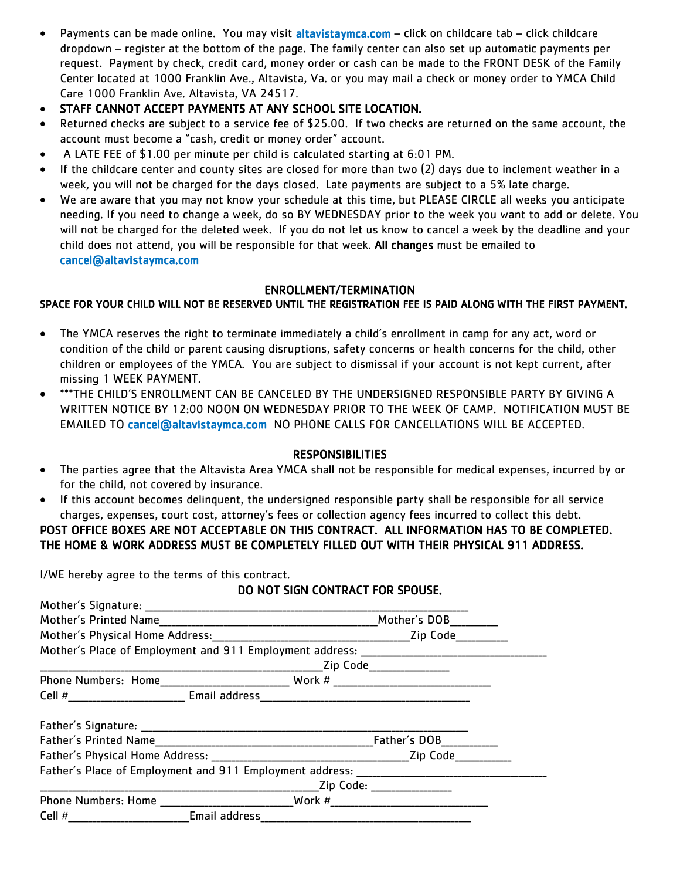- Payments can be made online. You may visit altavistaymca.com – click on childcare tab – click childcare dropdown – register at the bottom of the page. The family center can also set up automatic payments per request. Payment by check, credit card, money order or cash can be made to the FRONT DESK of the Family Center located at 1000 Franklin Ave., Altavista, Va. or you may mail a check or money order to YMCA Child Care 1000 Franklin Ave. Altavista, VA 24517.
- **STAFF CANNOT ACCEPT PAYMENTS AT ANY SCHOOL SITE LOCATION.**
- Returned checks are subject to a service fee of $25.00. If two checks are returned on the same account, the account must become a "cash, credit or money order" account.
- A LATE FEE of $1.00 per minute per child is calculated starting at 6:01 PM.
- If the childcare center and county sites are closed for more than two (2) days due to inclement weather in a week, you will not be charged for the days closed. Late payments are subject to a 5% late charge.
- We are aware that you may not know your schedule at this time, but PLEASE CIRCLE all weeks you anticipate needing. If you need to change a week, do so BY WEDNESDAY prior to the week you want to add or delete. You will not be charged for the deleted week. If you do not let us know to cancel a week by the deadline and your child does not attend, you will be responsible for that week. **All changes** must be emailed to cancel@altavistaymca.com

## ENROLLMENT/TERMINATION

**SPACE FOR YOUR CHILD WILL NOT BE RESERVED UNTIL THE REGISTRATION FEE IS PAID ALONG WITH THE FIRST PAYMENT.**

- The YMCA reserves the right to terminate immediately a child's enrollment in camp for any act, word or condition of the child or parent causing disruptions, safety concerns or health concerns for the child, other children or employees of the YMCA. You are subject to dismissal if your account is not kept current, after missing 1 WEEK PAYMENT.
- ***THE CHILD'S ENROLLMENT CAN BE CANCELED BY THE UNDERSIGNED RESPONSIBLE PARTY BY GIVING A WRITTEN NOTICE BY 12:00 NOON ON WEDNESDAY PRIOR TO THE WEEK OF CAMP. NOTIFICATION MUST BE EMAILED TO cancel@altavistaymca.com NO PHONE CALLS FOR CANCELLATIONS WILL BE ACCEPTED.

## RESPONSIBILITIES

- The parties agree that the Altavista Area YMCA shall not be responsible for medical expenses, incurred by or for the child, not covered by insurance.
- If this account becomes delinquent, the undersigned responsible party shall be responsible for all service charges, expenses, court cost, attorney's fees or collection agency fees incurred to collect this debt.

**POST OFFICE BOXES ARE NOT ACCEPTABLE ON THIS CONTRACT. ALL INFORMATION HAS TO BE COMPLETED. THE HOME & WORK ADDRESS MUST BE COMPLETELY FILLED OUT WITH THEIR PHYSICAL 911 ADDRESS.**

I/WE hereby agree to the terms of this contract.

**DO NOT SIGN CONTRACT FOR SPOUSE.**

Mother's Signature: ______________________________________________

Mother's Printed Name______________________________Mother's DOB________

Mother's Physical Home Address:____________________________Zip Code_________

Mother's Place of Employment and 911 Employment address: ___________________________

________________________________________Zip Code_____________

Phone Numbers: Home____________________ Work # ________________________

Cell #__________________ Email address________________________________

Father's Signature: ______________________________________________

Father's Printed Name______________________________Father's DOB_________

Father's Physical Home Address: ____________________________Zip Code_________

Father's Place of Employment and 911 Employment address: ___________________________

________________________________________Zip Code: _____________

Phone Numbers: Home ____________________Work #________________________

Cell #__________________Email address________________________________